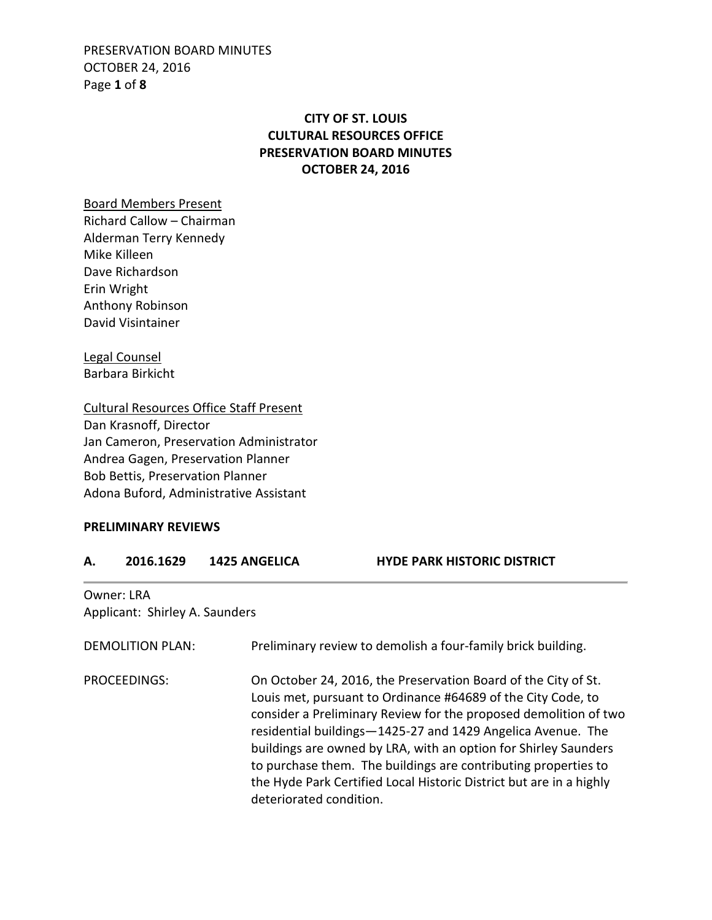# CITY OF ST. LOUIS
# CULTURAL RESOURCES OFFICE
# PRESERVATION BOARD MINUTES
# OCTOBER 24, 2016

Board Members Present
Richard Callow – Chairman
Alderman Terry Kennedy
Mike Killeen
Dave Richardson
Erin Wright
Anthony Robinson
David Visintainer

Legal Counsel
Barbara Birkicht

Cultural Resources Office Staff Present
Dan Krasnoff, Director
Jan Cameron, Preservation Administrator
Andrea Gagen, Preservation Planner
Bob Bettis, Preservation Planner
Adona Buford, Administrative Assistant

## PRELIMINARY REVIEWS

### A. 2016.1629 1425 ANGELICA HYDE PARK HISTORIC DISTRICT

Owner: LRA
Applicant: Shirley A. Saunders

DEMOLITION PLAN: Preliminary review to demolish a four-family brick building.

PROCEEDINGS: On October 24, 2016, the Preservation Board of the City of St. Louis met, pursuant to Ordinance #64689 of the City Code, to consider a Preliminary Review for the proposed demolition of two residential buildings—1425-27 and 1429 Angelica Avenue. The buildings are owned by LRA, with an option for Shirley Saunders to purchase them. The buildings are contributing properties to the Hyde Park Certified Local Historic District but are in a highly deteriorated condition.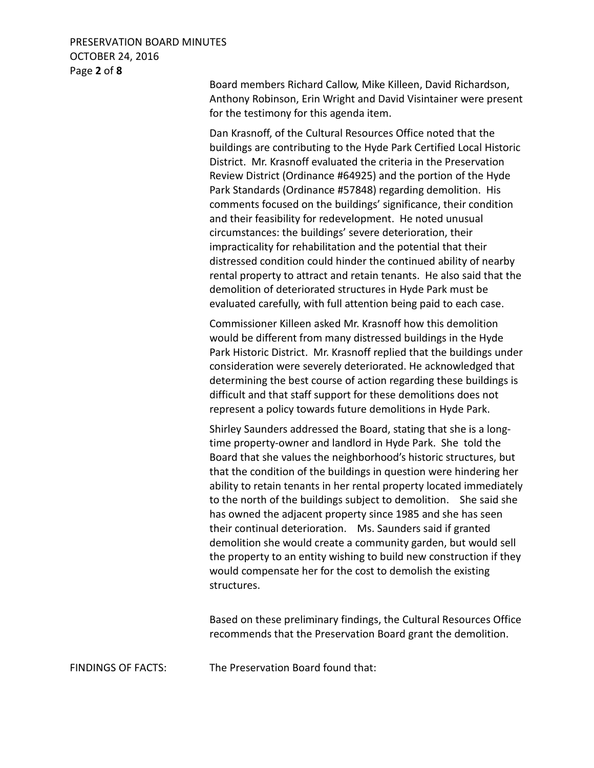Board members Richard Callow, Mike Killeen, David Richardson, Anthony Robinson, Erin Wright and David Visintainer were present for the testimony for this agenda item.

Dan Krasnoff, of the Cultural Resources Office noted that the buildings are contributing to the Hyde Park Certified Local Historic District. Mr. Krasnoff evaluated the criteria in the Preservation Review District (Ordinance #64925) and the portion of the Hyde Park Standards (Ordinance #57848) regarding demolition. His comments focused on the buildings' significance, their condition and their feasibility for redevelopment. He noted unusual circumstances: the buildings' severe deterioration, their impracticality for rehabilitation and the potential that their distressed condition could hinder the continued ability of nearby rental property to attract and retain tenants. He also said that the demolition of deteriorated structures in Hyde Park must be evaluated carefully, with full attention being paid to each case.

Commissioner Killeen asked Mr. Krasnoff how this demolition would be different from many distressed buildings in the Hyde Park Historic District. Mr. Krasnoff replied that the buildings under consideration were severely deteriorated. He acknowledged that determining the best course of action regarding these buildings is difficult and that staff support for these demolitions does not represent a policy towards future demolitions in Hyde Park.

Shirley Saunders addressed the Board, stating that she is a long-time property-owner and landlord in Hyde Park. She told the Board that she values the neighborhood's historic structures, but that the condition of the buildings in question were hindering her ability to retain tenants in her rental property located immediately to the north of the buildings subject to demolition. She said she has owned the adjacent property since 1985 and she has seen their continual deterioration. Ms. Saunders said if granted demolition she would create a community garden, but would sell the property to an entity wishing to build new construction if they would compensate her for the cost to demolish the existing structures.

Based on these preliminary findings, the Cultural Resources Office recommends that the Preservation Board grant the demolition.

FINDINGS OF FACTS: The Preservation Board found that: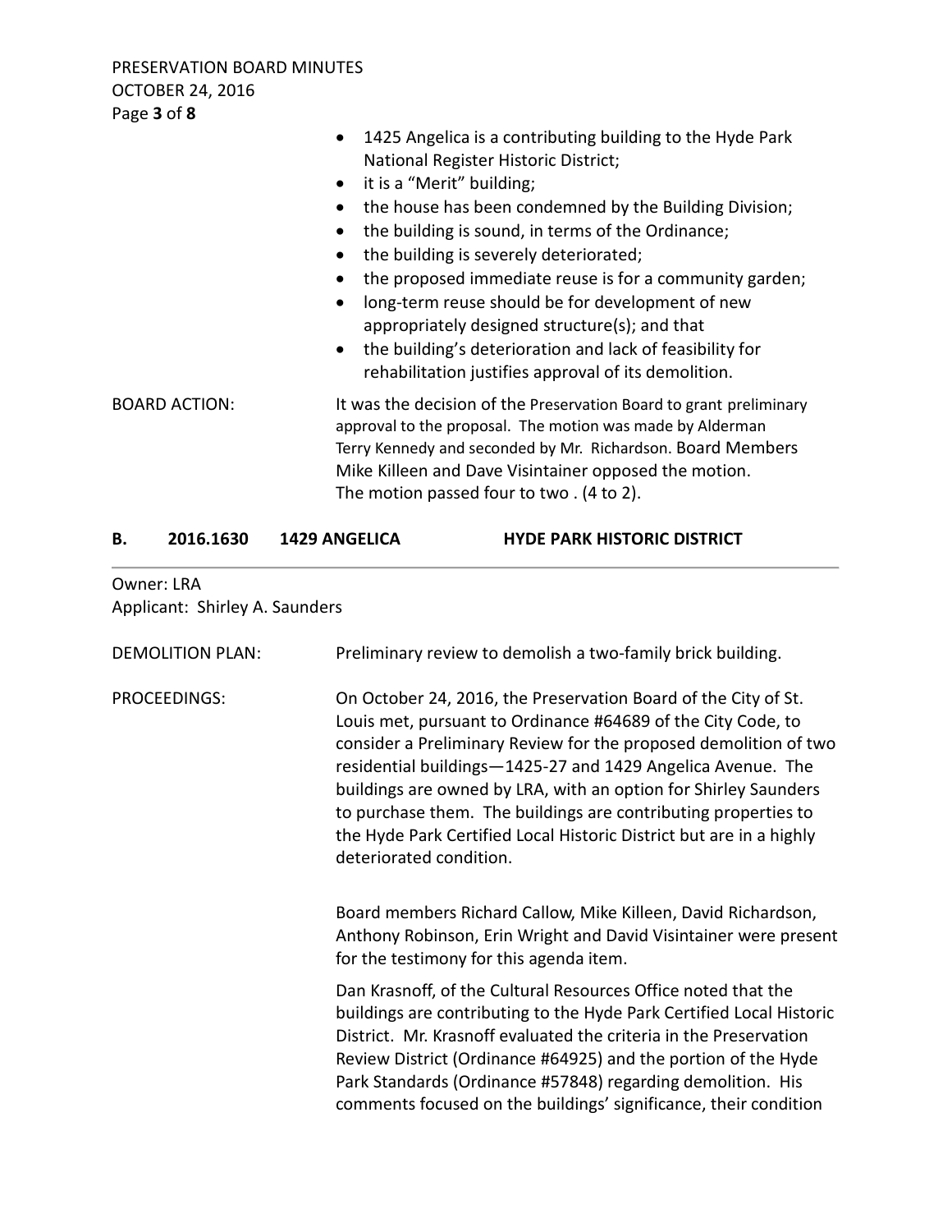- 1425 Angelica is a contributing building to the Hyde Park National Register Historic District;
- it is a "Merit" building;
- the house has been condemned by the Building Division;
- the building is sound, in terms of the Ordinance;
- the building is severely deteriorated;
- the proposed immediate reuse is for a community garden;
- long-term reuse should be for development of new appropriately designed structure(s); and that
- the building's deterioration and lack of feasibility for rehabilitation justifies approval of its demolition.

BOARD ACTION: It was the decision of the Preservation Board to grant preliminary approval to the proposal. The motion was made by Alderman Terry Kennedy and seconded by Mr. Richardson. Board Members Mike Killeen and Dave Visintainer opposed the motion. The motion passed four to two . (4 to 2).

## B. 2016.1630 1429 ANGELICA HYDE PARK HISTORIC DISTRICT

Owner: LRA
Applicant: Shirley A. Saunders

DEMOLITION PLAN: Preliminary review to demolish a two-family brick building.

PROCEEDINGS: On October 24, 2016, the Preservation Board of the City of St. Louis met, pursuant to Ordinance #64689 of the City Code, to consider a Preliminary Review for the proposed demolition of two residential buildings—1425-27 and 1429 Angelica Avenue. The buildings are owned by LRA, with an option for Shirley Saunders to purchase them. The buildings are contributing properties to the Hyde Park Certified Local Historic District but are in a highly deteriorated condition.

Board members Richard Callow, Mike Killeen, David Richardson, Anthony Robinson, Erin Wright and David Visintainer were present for the testimony for this agenda item.

Dan Krasnoff, of the Cultural Resources Office noted that the buildings are contributing to the Hyde Park Certified Local Historic District. Mr. Krasnoff evaluated the criteria in the Preservation Review District (Ordinance #64925) and the portion of the Hyde Park Standards (Ordinance #57848) regarding demolition. His comments focused on the buildings' significance, their condition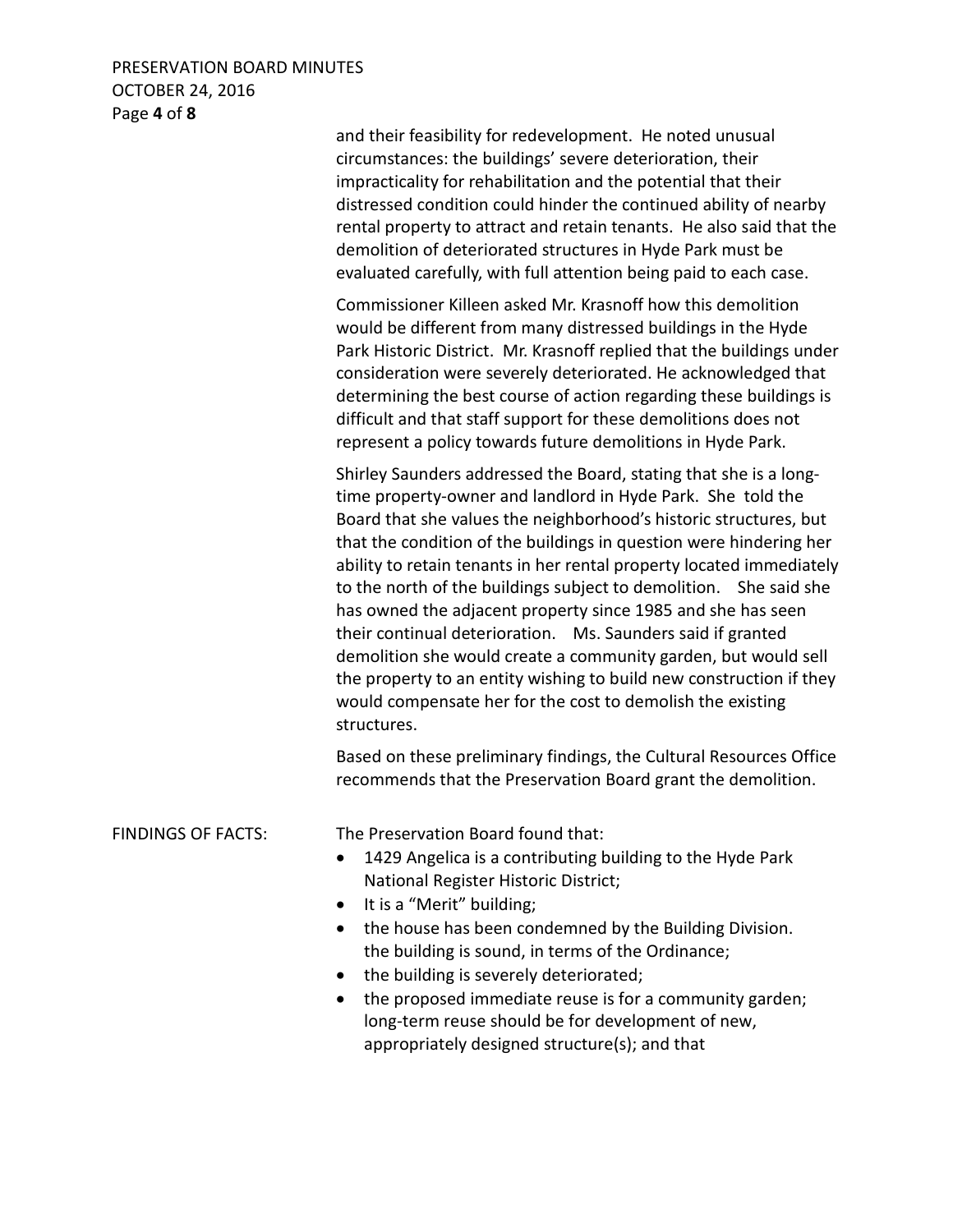and their feasibility for redevelopment. He noted unusual circumstances: the buildings' severe deterioration, their impracticality for rehabilitation and the potential that their distressed condition could hinder the continued ability of nearby rental property to attract and retain tenants. He also said that the demolition of deteriorated structures in Hyde Park must be evaluated carefully, with full attention being paid to each case.

Commissioner Killeen asked Mr. Krasnoff how this demolition would be different from many distressed buildings in the Hyde Park Historic District. Mr. Krasnoff replied that the buildings under consideration were severely deteriorated. He acknowledged that determining the best course of action regarding these buildings is difficult and that staff support for these demolitions does not represent a policy towards future demolitions in Hyde Park.

Shirley Saunders addressed the Board, stating that she is a long-time property-owner and landlord in Hyde Park. She told the Board that she values the neighborhood's historic structures, but that the condition of the buildings in question were hindering her ability to retain tenants in her rental property located immediately to the north of the buildings subject to demolition. She said she has owned the adjacent property since 1985 and she has seen their continual deterioration. Ms. Saunders said if granted demolition she would create a community garden, but would sell the property to an entity wishing to build new construction if they would compensate her for the cost to demolish the existing structures.

Based on these preliminary findings, the Cultural Resources Office recommends that the Preservation Board grant the demolition.

FINDINGS OF FACTS: The Preservation Board found that:

- 1429 Angelica is a contributing building to the Hyde Park National Register Historic District;
- It is a "Merit" building;
- the house has been condemned by the Building Division. the building is sound, in terms of the Ordinance;
- the building is severely deteriorated;
- the proposed immediate reuse is for a community garden; long-term reuse should be for development of new, appropriately designed structure(s); and that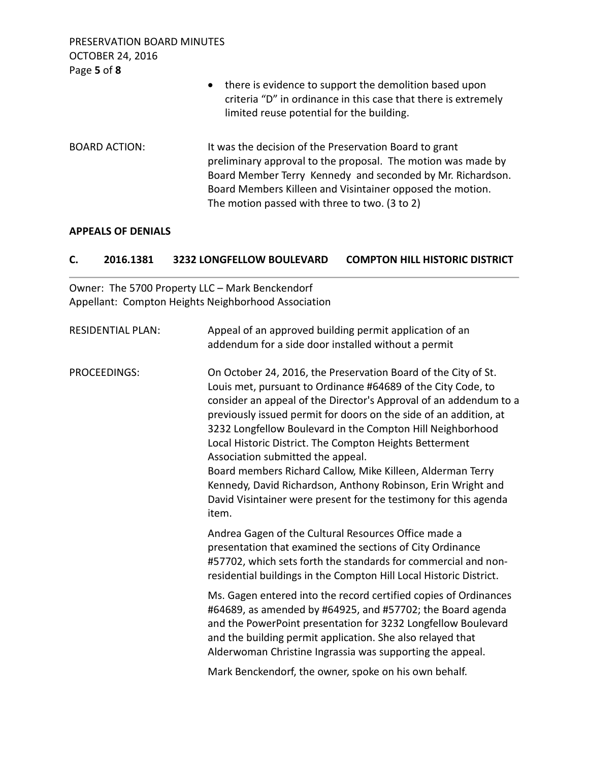- there is evidence to support the demolition based upon criteria "D" in ordinance in this case that there is extremely limited reuse potential for the building.

BOARD ACTION: It was the decision of the Preservation Board to grant preliminary approval to the proposal. The motion was made by Board Member Terry Kennedy and seconded by Mr. Richardson. Board Members Killeen and Visintainer opposed the motion. The motion passed with three to two. (3 to 2)

**APPEALS OF DENIALS**

## C. 2016.1381 3232 LONGFELLOW BOULEVARD COMPTON HILL HISTORIC DISTRICT

Owner: The 5700 Property LLC – Mark Benckendorf
Appellant: Compton Heights Neighborhood Association

RESIDENTIAL PLAN: Appeal of an approved building permit application of an addendum for a side door installed without a permit

PROCEEDINGS: On October 24, 2016, the Preservation Board of the City of St. Louis met, pursuant to Ordinance #64689 of the City Code, to consider an appeal of the Director's Approval of an addendum to a previously issued permit for doors on the side of an addition, at 3232 Longfellow Boulevard in the Compton Hill Neighborhood Local Historic District. The Compton Heights Betterment Association submitted the appeal.
Board members Richard Callow, Mike Killeen, Alderman Terry Kennedy, David Richardson, Anthony Robinson, Erin Wright and David Visintainer were present for the testimony for this agenda item.

Andrea Gagen of the Cultural Resources Office made a presentation that examined the sections of City Ordinance #57702, which sets forth the standards for commercial and non-residential buildings in the Compton Hill Local Historic District.

Ms. Gagen entered into the record certified copies of Ordinances #64689, as amended by #64925, and #57702; the Board agenda and the PowerPoint presentation for 3232 Longfellow Boulevard and the building permit application. She also relayed that Alderwoman Christine Ingrassia was supporting the appeal.

Mark Benckendorf, the owner, spoke on his own behalf.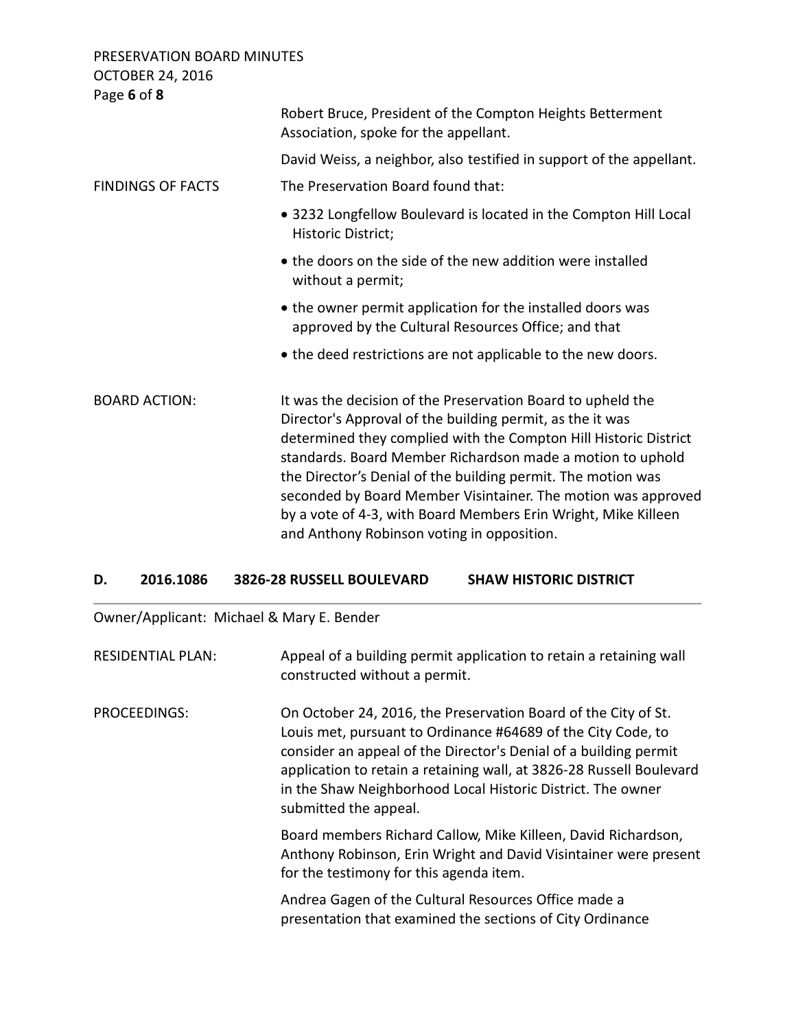Robert Bruce, President of the Compton Heights Betterment Association, spoke for the appellant.

David Weiss, a neighbor, also testified in support of the appellant.

FINDINGS OF FACTS

The Preservation Board found that:

- 3232 Longfellow Boulevard is located in the Compton Hill Local Historic District;
- the doors on the side of the new addition were installed without a permit;
- the owner permit application for the installed doors was approved by the Cultural Resources Office; and that
- the deed restrictions are not applicable to the new doors.

BOARD ACTION:

It was the decision of the Preservation Board to upheld the Director's Approval of the building permit, as the it was determined they complied with the Compton Hill Historic District standards. Board Member Richardson made a motion to uphold the Director's Denial of the building permit. The motion was seconded by Board Member Visintainer. The motion was approved by a vote of 4-3, with Board Members Erin Wright, Mike Killeen and Anthony Robinson voting in opposition.

## D. 2016.1086 3826-28 RUSSELL BOULEVARD SHAW HISTORIC DISTRICT

Owner/Applicant: Michael & Mary E. Bender

RESIDENTIAL PLAN:

Appeal of a building permit application to retain a retaining wall constructed without a permit.

PROCEEDINGS:

On October 24, 2016, the Preservation Board of the City of St. Louis met, pursuant to Ordinance #64689 of the City Code, to consider an appeal of the Director's Denial of a building permit application to retain a retaining wall, at 3826-28 Russell Boulevard in the Shaw Neighborhood Local Historic District. The owner submitted the appeal.

Board members Richard Callow, Mike Killeen, David Richardson, Anthony Robinson, Erin Wright and David Visintainer were present for the testimony for this agenda item.

Andrea Gagen of the Cultural Resources Office made a presentation that examined the sections of City Ordinance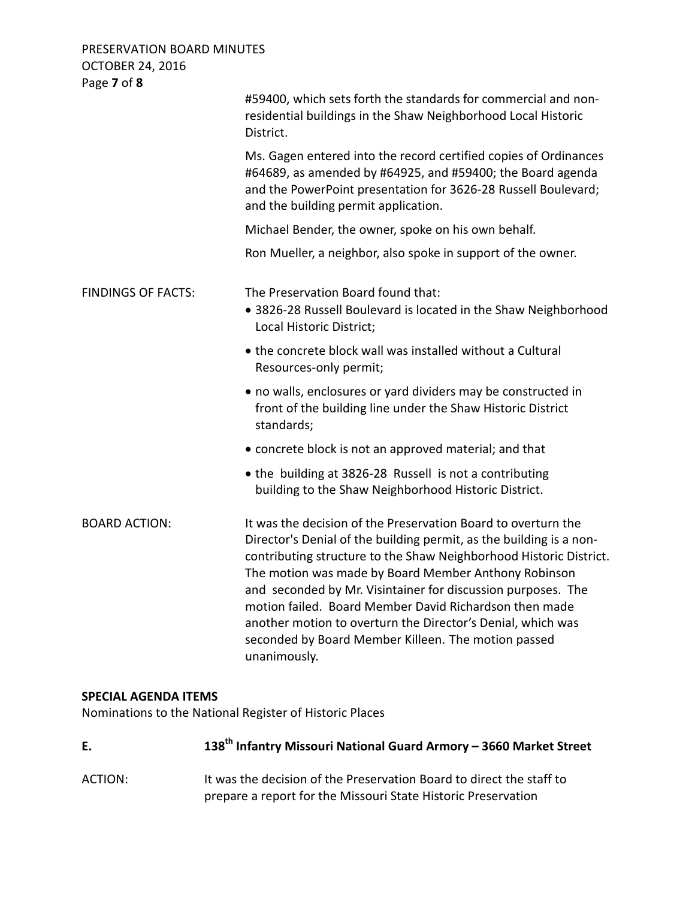#59400, which sets forth the standards for commercial and non-residential buildings in the Shaw Neighborhood Local Historic District.

Ms. Gagen entered into the record certified copies of Ordinances #64689, as amended by #64925, and #59400; the Board agenda and the PowerPoint presentation for 3626-28 Russell Boulevard; and the building permit application.

Michael Bender, the owner, spoke on his own behalf.

Ron Mueller, a neighbor, also spoke in support of the owner.

FINDINGS OF FACTS: The Preservation Board found that:

- 3826-28 Russell Boulevard is located in the Shaw Neighborhood Local Historic District;
- the concrete block wall was installed without a Cultural Resources-only permit;
- no walls, enclosures or yard dividers may be constructed in front of the building line under the Shaw Historic District standards;
- concrete block is not an approved material; and that
- the building at 3826-28 Russell is not a contributing building to the Shaw Neighborhood Historic District.

BOARD ACTION: It was the decision of the Preservation Board to overturn the Director's Denial of the building permit, as the building is a non-contributing structure to the Shaw Neighborhood Historic District. The motion was made by Board Member Anthony Robinson and seconded by Mr. Visintainer for discussion purposes. The motion failed. Board Member David Richardson then made another motion to overturn the Director's Denial, which was seconded by Board Member Killeen. The motion passed unanimously.

**SPECIAL AGENDA ITEMS**

Nominations to the National Register of Historic Places

**E. 138th Infantry Missouri National Guard Armory – 3660 Market Street**

ACTION: It was the decision of the Preservation Board to direct the staff to prepare a report for the Missouri State Historic Preservation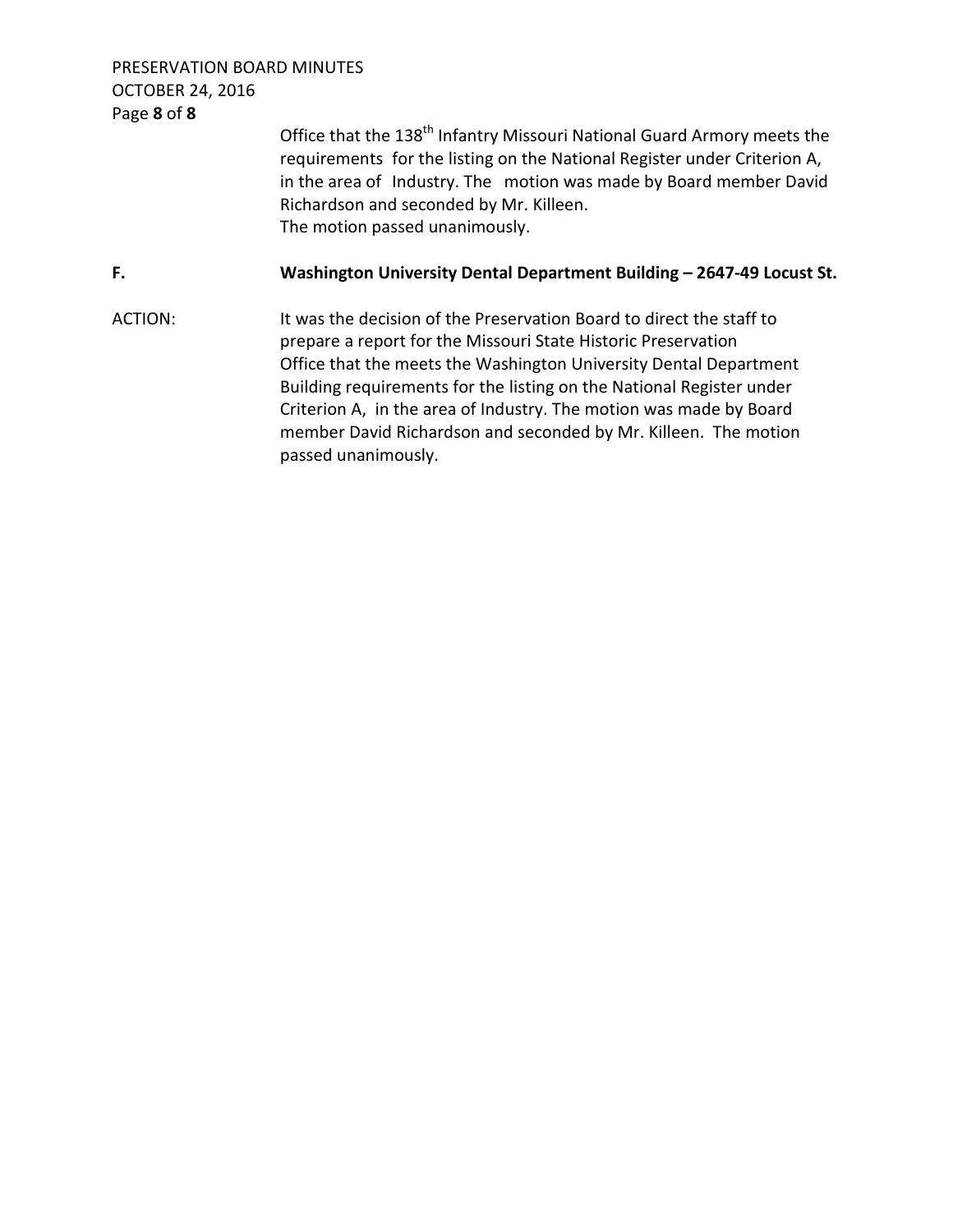Office that the 138th Infantry Missouri National Guard Armory meets the requirements for the listing on the National Register under Criterion A, in the area of Industry. The motion was made by Board member David Richardson and seconded by Mr. Killeen.
The motion passed unanimously.

**F. Washington University Dental Department Building – 2647-49 Locust St.**

ACTION: It was the decision of the Preservation Board to direct the staff to prepare a report for the Missouri State Historic Preservation Office that the meets the Washington University Dental Department Building requirements for the listing on the National Register under Criterion A, in the area of Industry. The motion was made by Board member David Richardson and seconded by Mr. Killeen. The motion passed unanimously.